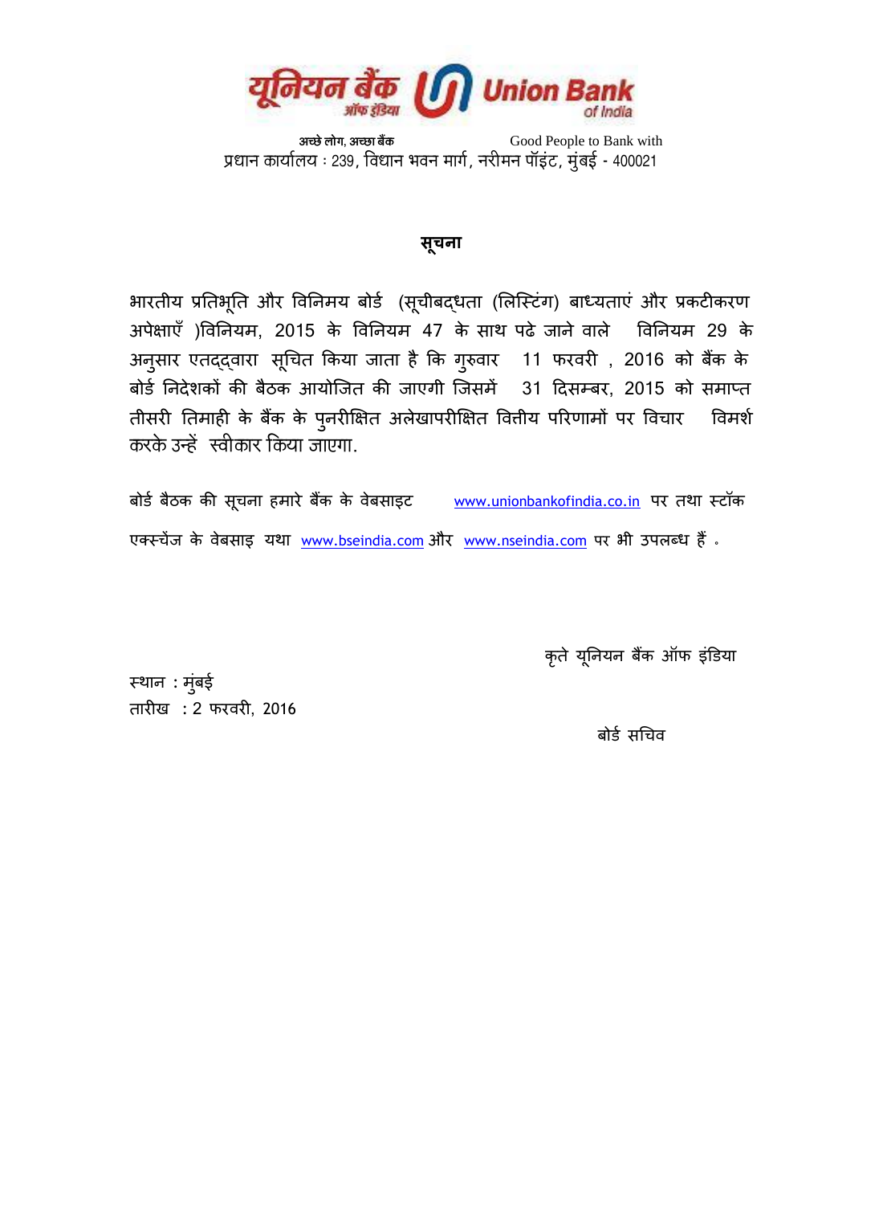यूनियन बैंक ऑफ इंडिया Union Bank of India

अच्छे लोग, अच्छा बैंक Good People to Bank with

प्रधान कार्यालय : 239, विधान भवन मार्ग, नरीमन पॉइंट, मुंबई - 400021

## सूचना

भारतीय प्रतिभूति और विनिमय बोर्ड (सूचीबद्धता (लिस्टिंग) बाध्यताएं और प्रकटीकरण अपेक्षाएँ )विनियम, 2015 के विनियम 47 के साथ पढे जाने वाले विनियम 29 के अनुसार एतद्द्वारा सूचित किया जाता है कि गुरुवार 11 फरवरी , 2016 को बैंक के बोर्ड निदेशकों की बैठक आयोजित की जाएगी जिसमें 31 दिसम्बर, 2015 को समाप्त तीसरी तिमाही के बैंक के पुनरीक्षित अलेखापरीक्षित वित्तीय परिणामों पर विचार विमर्श करके उन्हें स्वीकार किया जाएगा.

बोर्ड बैठक की सूचना हमारे बैंक के वेबसाइट www.unionbankofindia.co.in पर तथा स्टॉक एक्स्चेंज के वेबसाइ यथा www.bseindia.com और www.nseindia.com पर भी उपलब्ध हैं ।

कृते यूनियन बैंक ऑफ इंडिया

स्थान : मुंबई
तारीख : 2 फरवरी, 2016

बोर्ड सचिव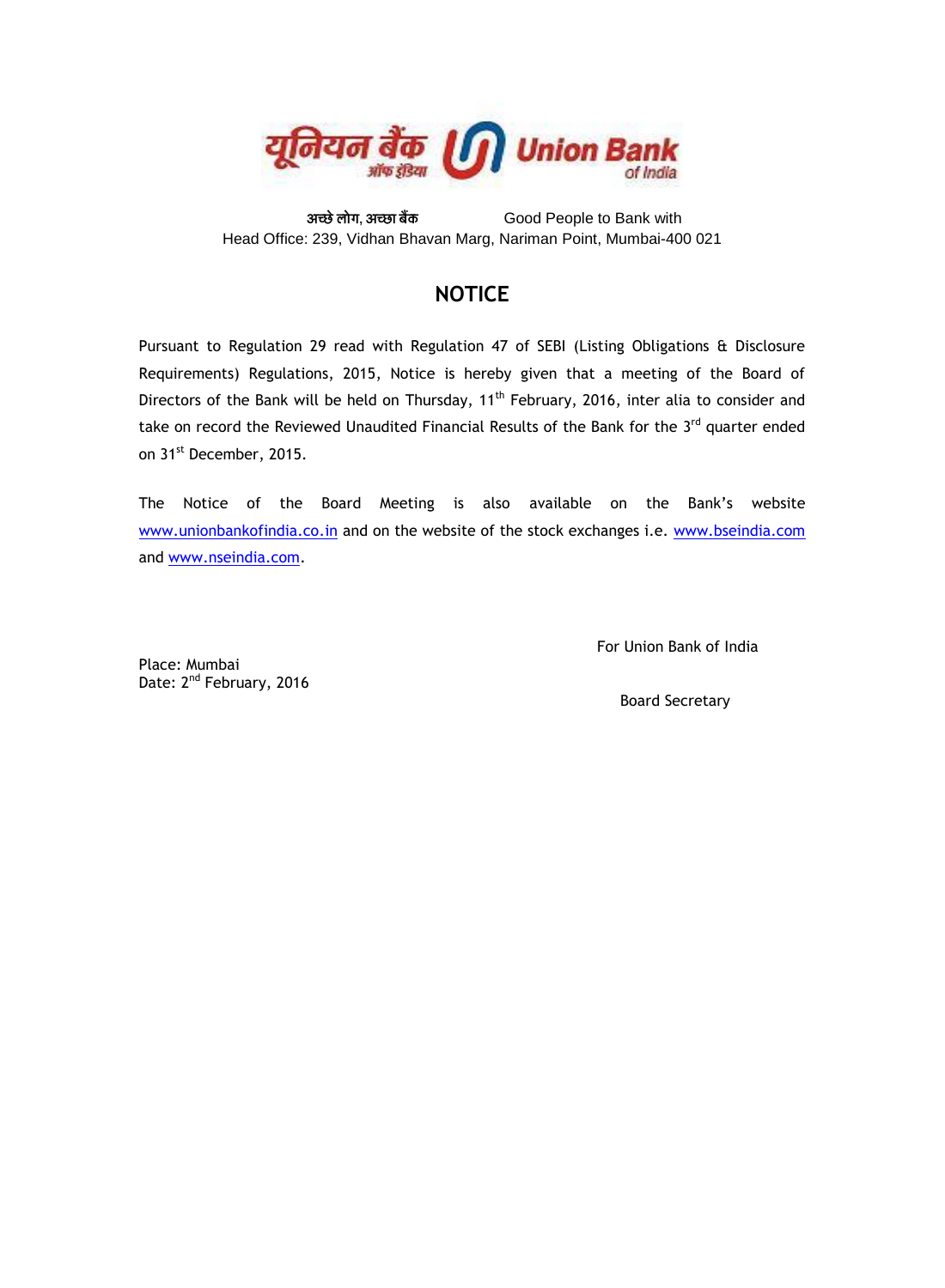यूनियन बैंक ऑफ इंडिया Union Bank of India

अच्छे लोग, अच्छा बैंक Good People to Bank with

Head Office: 239, Vidhan Bhavan Marg, Nariman Point, Mumbai-400 021

## NOTICE

Pursuant to Regulation 29 read with Regulation 47 of SEBI (Listing Obligations & Disclosure Requirements) Regulations, 2015, Notice is hereby given that a meeting of the Board of Directors of the Bank will be held on Thursday, 11th February, 2016, inter alia to consider and take on record the Reviewed Unaudited Financial Results of the Bank for the 3rd quarter ended on 31st December, 2015.

The Notice of the Board Meeting is also available on the Bank's website www.unionbankofindia.co.in and on the website of the stock exchanges i.e. www.bseindia.com and www.nseindia.com.

For Union Bank of India

Place: Mumbai
Date: 2nd February, 2016

Board Secretary